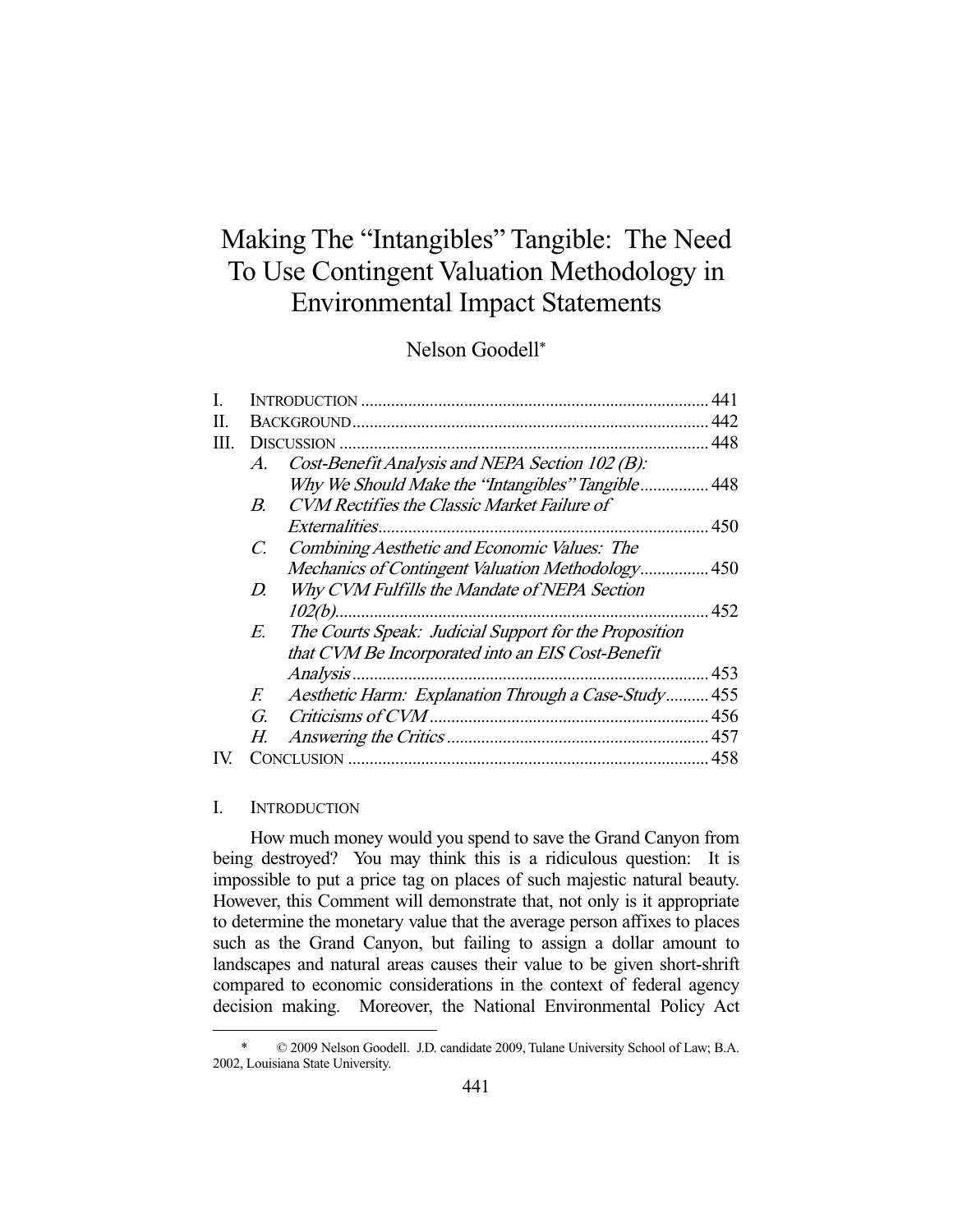# Making The "Intangibles" Tangible: The Need To Use Contingent Valuation Methodology in Environmental Impact Statements

Nelson Goodell*

| | | | |
|---|---|---|---|
| I. | INTRODUCTION | | 441 |
| II. | BACKGROUND | | 442 |
| III. | DISCUSSION | | 448 |
| | *A.* | *Cost-Benefit Analysis and NEPA Section 102 (B): Why We Should Make the "Intangibles" Tangible* | 448 |
| | *B.* | *CVM Rectifies the Classic Market Failure of Externalities* | 450 |
| | *C.* | *Combining Aesthetic and Economic Values: The Mechanics of Contingent Valuation Methodology* | 450 |
| | *D.* | *Why CVM Fulfills the Mandate of NEPA Section 102(b)* | 452 |
| | *E.* | *The Courts Speak: Judicial Support for the Proposition that CVM Be Incorporated into an EIS Cost-Benefit Analysis* | 453 |
| | *F.* | *Aesthetic Harm: Explanation Through a Case-Study* | 455 |
| | *G.* | *Criticisms of CVM* | 456 |
| | *H.* | *Answering the Critics* | 457 |
| IV. | CONCLUSION | | 458 |

## I. INTRODUCTION

How much money would you spend to save the Grand Canyon from being destroyed? You may think this is a ridiculous question: It is impossible to put a price tag on places of such majestic natural beauty. However, this Comment will demonstrate that, not only is it appropriate to determine the monetary value that the average person affixes to places such as the Grand Canyon, but failing to assign a dollar amount to landscapes and natural areas causes their value to be given short-shrift compared to economic considerations in the context of federal agency decision making. Moreover, the National Environmental Policy Act

\* © 2009 Nelson Goodell. J.D. candidate 2009, Tulane University School of Law; B.A. 2002, Louisiana State University.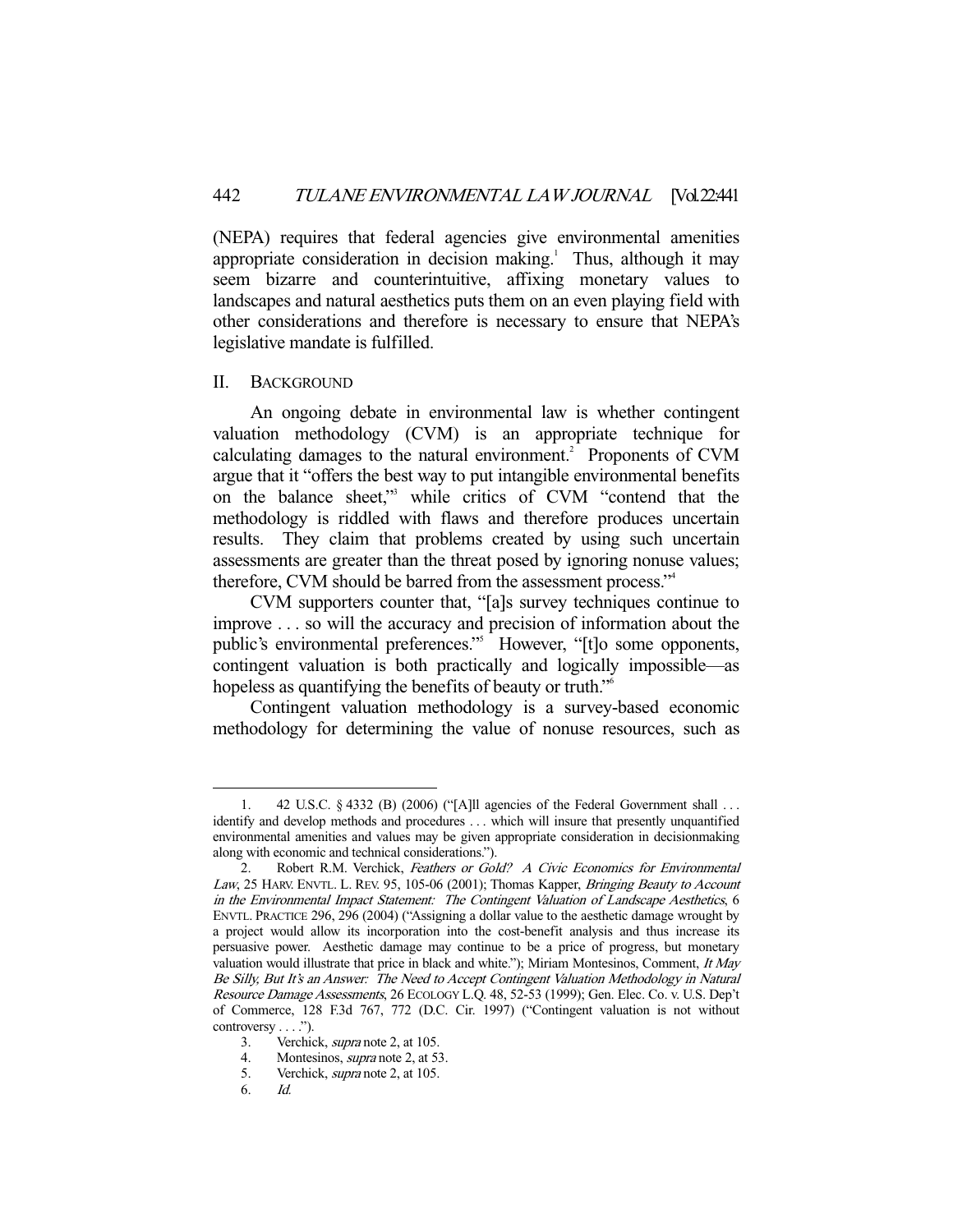(NEPA) requires that federal agencies give environmental amenities appropriate consideration in decision making.[1] Thus, although it may seem bizarre and counterintuitive, affixing monetary values to landscapes and natural aesthetics puts them on an even playing field with other considerations and therefore is necessary to ensure that NEPA's legislative mandate is fulfilled.

## II. BACKGROUND

An ongoing debate in environmental law is whether contingent valuation methodology (CVM) is an appropriate technique for calculating damages to the natural environment.[2] Proponents of CVM argue that it "offers the best way to put intangible environmental benefits on the balance sheet,"[3] while critics of CVM "contend that the methodology is riddled with flaws and therefore produces uncertain results. They claim that problems created by using such uncertain assessments are greater than the threat posed by ignoring nonuse values; therefore, CVM should be barred from the assessment process."[4]

CVM supporters counter that, "[a]s survey techniques continue to improve . . . so will the accuracy and precision of information about the public's environmental preferences."[5] However, "[t]o some opponents, contingent valuation is both practically and logically impossible—as hopeless as quantifying the benefits of beauty or truth."[6]

Contingent valuation methodology is a survey-based economic methodology for determining the value of nonuse resources, such as

---

1. 42 U.S.C. § 4332 (B) (2006) ("[A]ll agencies of the Federal Government shall . . . identify and develop methods and procedures . . . which will insure that presently unquantified environmental amenities and values may be given appropriate consideration in decisionmaking along with economic and technical considerations.").

2. Robert R.M. Verchick, *Feathers or Gold? A Civic Economics for Environmental Law*, 25 HARV. ENVTL. L. REV. 95, 105-06 (2001); Thomas Kapper, *Bringing Beauty to Account in the Environmental Impact Statement: The Contingent Valuation of Landscape Aesthetics*, 6 ENVTL. PRACTICE 296, 296 (2004) ("Assigning a dollar value to the aesthetic damage wrought by a project would allow its incorporation into the cost-benefit analysis and thus increase its persuasive power. Aesthetic damage may continue to be a price of progress, but monetary valuation would illustrate that price in black and white."); Miriam Montesinos, Comment, *It May Be Silly, But It's an Answer: The Need to Accept Contingent Valuation Methodology in Natural Resource Damage Assessments*, 26 ECOLOGY L.Q. 48, 52-53 (1999); Gen. Elec. Co. v. U.S. Dep't of Commerce, 128 F.3d 767, 772 (D.C. Cir. 1997) ("Contingent valuation is not without controversy . . . .").

3. Verchick, *supra* note 2, at 105.

4. Montesinos, *supra* note 2, at 53.

5. Verchick, *supra* note 2, at 105.

6. *Id.*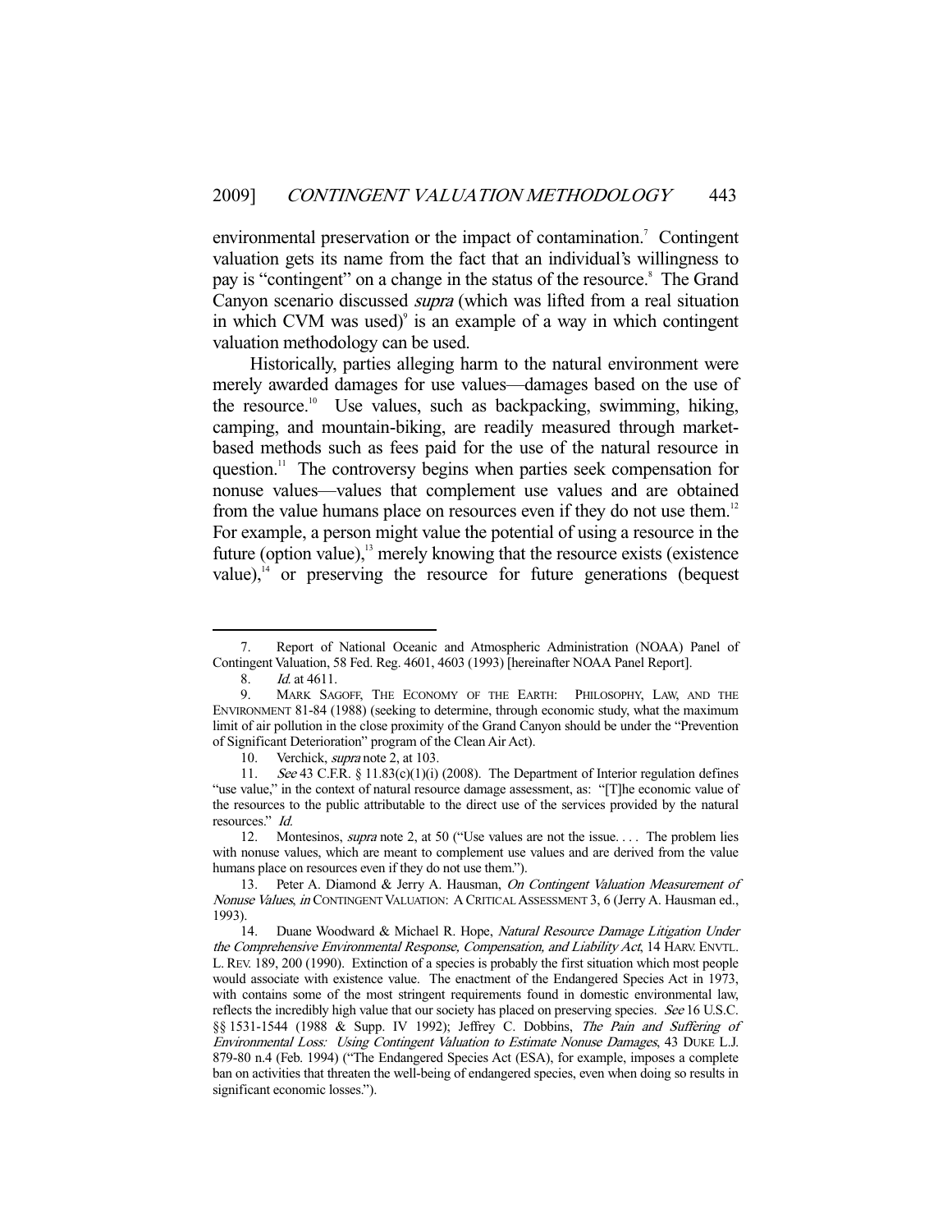environmental preservation or the impact of contamination.[7] Contingent valuation gets its name from the fact that an individual's willingness to pay is "contingent" on a change in the status of the resource.[8] The Grand Canyon scenario discussed *supra* (which was lifted from a real situation in which CVM was used)[9] is an example of a way in which contingent valuation methodology can be used.

Historically, parties alleging harm to the natural environment were merely awarded damages for use values—damages based on the use of the resource.[10] Use values, such as backpacking, swimming, hiking, camping, and mountain-biking, are readily measured through market-based methods such as fees paid for the use of the natural resource in question.[11] The controversy begins when parties seek compensation for nonuse values—values that complement use values and are obtained from the value humans place on resources even if they do not use them.[12] For example, a person might value the potential of using a resource in the future (option value),[13] merely knowing that the resource exists (existence value),[14] or preserving the resource for future generations (bequest

---

7. Report of National Oceanic and Atmospheric Administration (NOAA) Panel of Contingent Valuation, 58 Fed. Reg. 4601, 4603 (1993) [hereinafter NOAA Panel Report].

8. *Id.* at 4611.

9. MARK SAGOFF, THE ECONOMY OF THE EARTH: PHILOSOPHY, LAW, AND THE ENVIRONMENT 81-84 (1988) (seeking to determine, through economic study, what the maximum limit of air pollution in the close proximity of the Grand Canyon should be under the "Prevention of Significant Deterioration" program of the Clean Air Act).

10. Verchick, *supra* note 2, at 103.

11. *See* 43 C.F.R. § 11.83(c)(1)(i) (2008). The Department of Interior regulation defines "use value," in the context of natural resource damage assessment, as: "[T]he economic value of the resources to the public attributable to the direct use of the services provided by the natural resources." *Id.*

12. Montesinos, *supra* note 2, at 50 ("Use values are not the issue. . . . The problem lies with nonuse values, which are meant to complement use values and are derived from the value humans place on resources even if they do not use them.").

13. Peter A. Diamond & Jerry A. Hausman, *On Contingent Valuation Measurement of Nonuse Values*, *in* CONTINGENT VALUATION: A CRITICAL ASSESSMENT 3, 6 (Jerry A. Hausman ed., 1993).

14. Duane Woodward & Michael R. Hope, *Natural Resource Damage Litigation Under the Comprehensive Environmental Response, Compensation, and Liability Act*, 14 HARV. ENVTL. L. REV. 189, 200 (1990). Extinction of a species is probably the first situation which most people would associate with existence value. The enactment of the Endangered Species Act in 1973, with contains some of the most stringent requirements found in domestic environmental law, reflects the incredibly high value that our society has placed on preserving species. *See* 16 U.S.C. §§ 1531-1544 (1988 & Supp. IV 1992); Jeffrey C. Dobbins, *The Pain and Suffering of Environmental Loss: Using Contingent Valuation to Estimate Nonuse Damages*, 43 DUKE L.J. 879-80 n.4 (Feb. 1994) ("The Endangered Species Act (ESA), for example, imposes a complete ban on activities that threaten the well-being of endangered species, even when doing so results in significant economic losses.").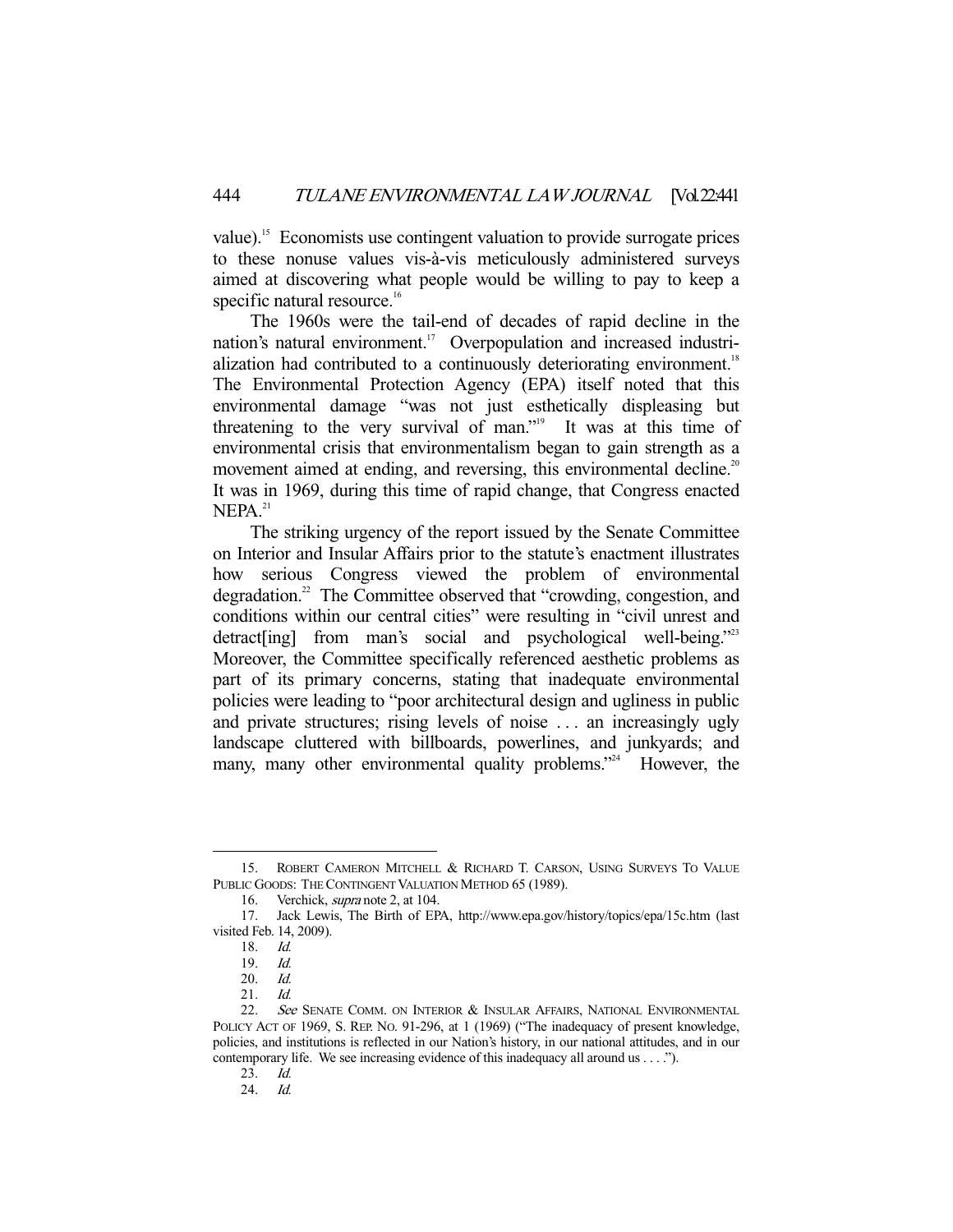value).[15] Economists use contingent valuation to provide surrogate prices to these nonuse values vis-à-vis meticulously administered surveys aimed at discovering what people would be willing to pay to keep a specific natural resource.[16]

The 1960s were the tail-end of decades of rapid decline in the nation's natural environment.[17] Overpopulation and increased industrialization had contributed to a continuously deteriorating environment.[18] The Environmental Protection Agency (EPA) itself noted that this environmental damage "was not just esthetically displeasing but threatening to the very survival of man."[19] It was at this time of environmental crisis that environmentalism began to gain strength as a movement aimed at ending, and reversing, this environmental decline.[20] It was in 1969, during this time of rapid change, that Congress enacted NEPA.[21]

The striking urgency of the report issued by the Senate Committee on Interior and Insular Affairs prior to the statute's enactment illustrates how serious Congress viewed the problem of environmental degradation.[22] The Committee observed that "crowding, congestion, and conditions within our central cities" were resulting in "civil unrest and detract[ing] from man's social and psychological well-being."[23] Moreover, the Committee specifically referenced aesthetic problems as part of its primary concerns, stating that inadequate environmental policies were leading to "poor architectural design and ugliness in public and private structures; rising levels of noise . . . an increasingly ugly landscape cluttered with billboards, powerlines, and junkyards; and many, many other environmental quality problems."[24] However, the

---

15. ROBERT CAMERON MITCHELL & RICHARD T. CARSON, USING SURVEYS TO VALUE PUBLIC GOODS: THE CONTINGENT VALUATION METHOD 65 (1989).

16. Verchick, *supra* note 2, at 104.

17. Jack Lewis, The Birth of EPA, http://www.epa.gov/history/topics/epa/15c.htm (last visited Feb. 14, 2009).

18. *Id.*

19. *Id.*

20. *Id.*

21. *Id.*

22. *See* SENATE COMM. ON INTERIOR & INSULAR AFFAIRS, NATIONAL ENVIRONMENTAL POLICY ACT OF 1969, S. REP. NO. 91-296, at 1 (1969) ("The inadequacy of present knowledge, policies, and institutions is reflected in our Nation's history, in our national attitudes, and in our contemporary life. We see increasing evidence of this inadequacy all around us . . . .").

23. *Id.*

24. *Id.*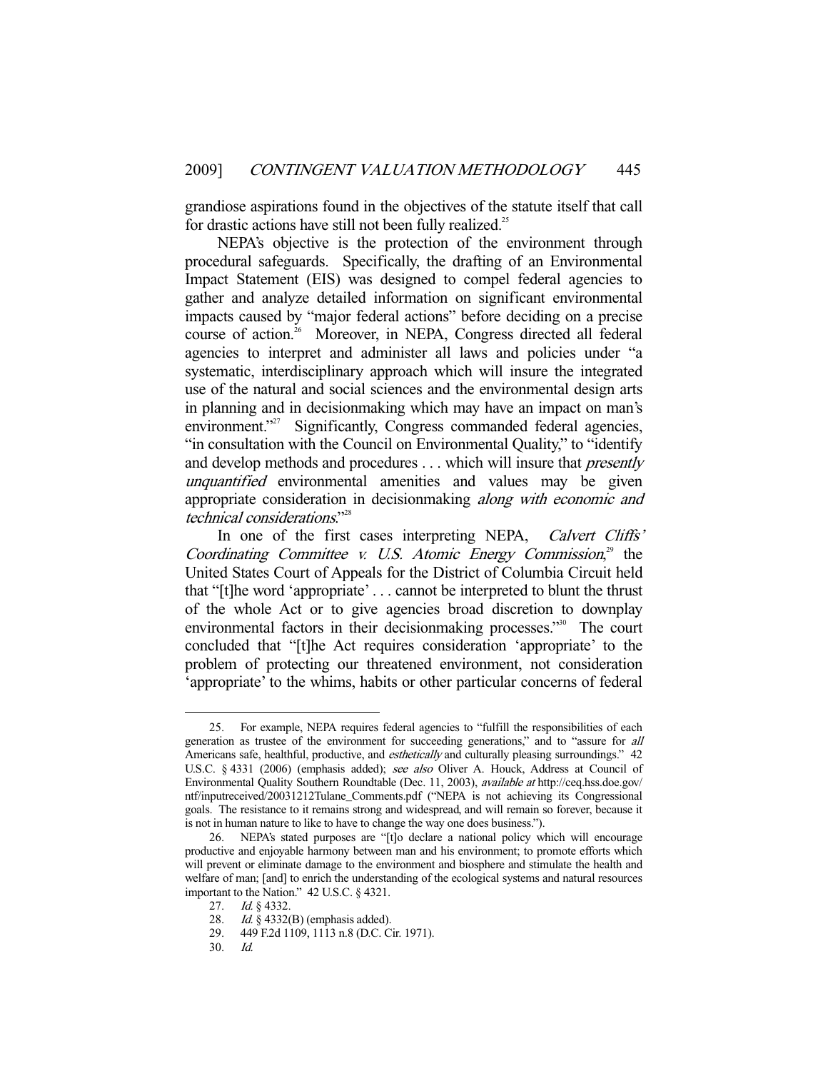grandiose aspirations found in the objectives of the statute itself that call for drastic actions have still not been fully realized.[25]

NEPA's objective is the protection of the environment through procedural safeguards. Specifically, the drafting of an Environmental Impact Statement (EIS) was designed to compel federal agencies to gather and analyze detailed information on significant environmental impacts caused by "major federal actions" before deciding on a precise course of action.[26] Moreover, in NEPA, Congress directed all federal agencies to interpret and administer all laws and policies under "a systematic, interdisciplinary approach which will insure the integrated use of the natural and social sciences and the environmental design arts in planning and in decisionmaking which may have an impact on man's environment."[27] Significantly, Congress commanded federal agencies, "in consultation with the Council on Environmental Quality," to "identify and develop methods and procedures . . . which will insure that *presently unquantified* environmental amenities and values may be given appropriate consideration in decisionmaking *along with economic and technical considerations*."[28]

In one of the first cases interpreting NEPA, *Calvert Cliffs' Coordinating Committee v. U.S. Atomic Energy Commission*,[29] the United States Court of Appeals for the District of Columbia Circuit held that "[t]he word 'appropriate' . . . cannot be interpreted to blunt the thrust of the whole Act or to give agencies broad discretion to downplay environmental factors in their decisionmaking processes."[30] The court concluded that "[t]he Act requires consideration 'appropriate' to the problem of protecting our threatened environment, not consideration 'appropriate' to the whims, habits or other particular concerns of federal

---

25. For example, NEPA requires federal agencies to "fulfill the responsibilities of each generation as trustee of the environment for succeeding generations," and to "assure for *all* Americans safe, healthful, productive, and *esthetically* and culturally pleasing surroundings." 42 U.S.C. § 4331 (2006) (emphasis added); *see also* Oliver A. Houck, Address at Council of Environmental Quality Southern Roundtable (Dec. 11, 2003), *available at* http://ceq.hss.doe.gov/ntf/inputreceived/20031212Tulane_Comments.pdf ("NEPA is not achieving its Congressional goals. The resistance to it remains strong and widespread, and will remain so forever, because it is not in human nature to like to have to change the way one does business.").

26. NEPA's stated purposes are "[t]o declare a national policy which will encourage productive and enjoyable harmony between man and his environment; to promote efforts which will prevent or eliminate damage to the environment and biosphere and stimulate the health and welfare of man; [and] to enrich the understanding of the ecological systems and natural resources important to the Nation." 42 U.S.C. § 4321.

27. *Id.* § 4332.

28. *Id.* § 4332(B) (emphasis added).

29. 449 F.2d 1109, 1113 n.8 (D.C. Cir. 1971).

30. *Id.*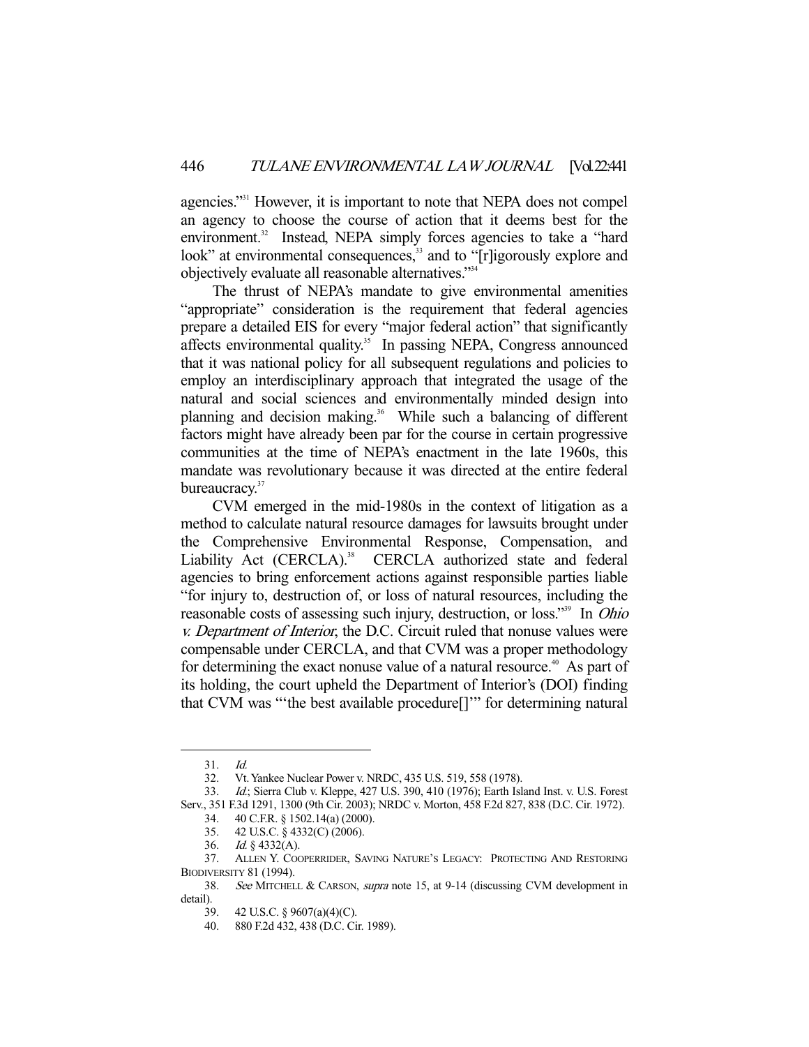agencies."[31] However, it is important to note that NEPA does not compel an agency to choose the course of action that it deems best for the environment.[32] Instead, NEPA simply forces agencies to take a "hard look" at environmental consequences,[33] and to "[r]igorously explore and objectively evaluate all reasonable alternatives."[34]

The thrust of NEPA's mandate to give environmental amenities "appropriate" consideration is the requirement that federal agencies prepare a detailed EIS for every "major federal action" that significantly affects environmental quality.[35] In passing NEPA, Congress announced that it was national policy for all subsequent regulations and policies to employ an interdisciplinary approach that integrated the usage of the natural and social sciences and environmentally minded design into planning and decision making.[36] While such a balancing of different factors might have already been par for the course in certain progressive communities at the time of NEPA's enactment in the late 1960s, this mandate was revolutionary because it was directed at the entire federal bureaucracy.[37]

CVM emerged in the mid-1980s in the context of litigation as a method to calculate natural resource damages for lawsuits brought under the Comprehensive Environmental Response, Compensation, and Liability Act (CERCLA).[38] CERCLA authorized state and federal agencies to bring enforcement actions against responsible parties liable "for injury to, destruction of, or loss of natural resources, including the reasonable costs of assessing such injury, destruction, or loss."[39] In *Ohio v. Department of Interior*, the D.C. Circuit ruled that nonuse values were compensable under CERCLA, and that CVM was a proper methodology for determining the exact nonuse value of a natural resource.[40] As part of its holding, the court upheld the Department of Interior's (DOI) finding that CVM was "'the best available procedure[]'" for determining natural

---

31. *Id.*
32. Vt. Yankee Nuclear Power v. NRDC, 435 U.S. 519, 558 (1978).
33. *Id.*; Sierra Club v. Kleppe, 427 U.S. 390, 410 (1976); Earth Island Inst. v. U.S. Forest Serv., 351 F.3d 1291, 1300 (9th Cir. 2003); NRDC v. Morton, 458 F.2d 827, 838 (D.C. Cir. 1972).
34. 40 C.F.R. § 1502.14(a) (2000).
35. 42 U.S.C. § 4332(C) (2006).
36. *Id.* § 4332(A).
37. ALLEN Y. COOPERRIDER, SAVING NATURE'S LEGACY: PROTECTING AND RESTORING BIODIVERSITY 81 (1994).
38. *See* MITCHELL & CARSON, *supra* note 15, at 9-14 (discussing CVM development in detail).
39. 42 U.S.C. § 9607(a)(4)(C).
40. 880 F.2d 432, 438 (D.C. Cir. 1989).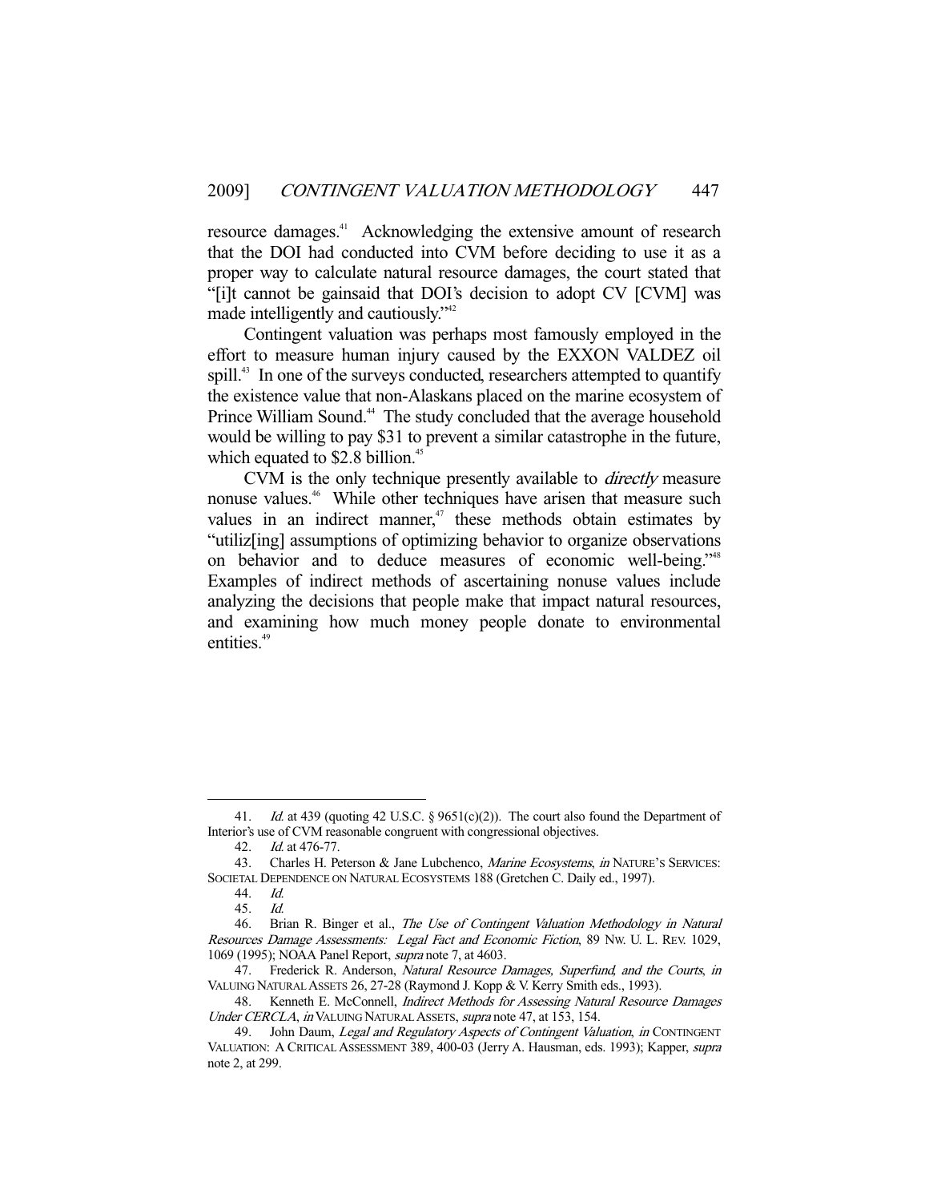resource damages.[41] Acknowledging the extensive amount of research that the DOI had conducted into CVM before deciding to use it as a proper way to calculate natural resource damages, the court stated that "[i]t cannot be gainsaid that DOI's decision to adopt CV [CVM] was made intelligently and cautiously."[42]

Contingent valuation was perhaps most famously employed in the effort to measure human injury caused by the EXXON VALDEZ oil spill.[43] In one of the surveys conducted, researchers attempted to quantify the existence value that non-Alaskans placed on the marine ecosystem of Prince William Sound.[44] The study concluded that the average household would be willing to pay $31 to prevent a similar catastrophe in the future, which equated to $2.8 billion.[45]

CVM is the only technique presently available to *directly* measure nonuse values.[46] While other techniques have arisen that measure such values in an indirect manner,[47] these methods obtain estimates by "utiliz[ing] assumptions of optimizing behavior to organize observations on behavior and to deduce measures of economic well-being."[48] Examples of indirect methods of ascertaining nonuse values include analyzing the decisions that people make that impact natural resources, and examining how much money people donate to environmental entities.[49]

---

41. *Id.* at 439 (quoting 42 U.S.C. § 9651(c)(2)). The court also found the Department of Interior's use of CVM reasonable congruent with congressional objectives.

42. *Id.* at 476-77.

43. Charles H. Peterson & Jane Lubchenco, *Marine Ecosystems*, *in* NATURE'S SERVICES: SOCIETAL DEPENDENCE ON NATURAL ECOSYSTEMS 188 (Gretchen C. Daily ed., 1997).

44. *Id.*

45. *Id.*

46. Brian R. Binger et al., *The Use of Contingent Valuation Methodology in Natural Resources Damage Assessments: Legal Fact and Economic Fiction*, 89 NW. U. L. REV. 1029, 1069 (1995); NOAA Panel Report, *supra* note 7, at 4603.

47. Frederick R. Anderson, *Natural Resource Damages, Superfund, and the Courts*, *in* VALUING NATURAL ASSETS 26, 27-28 (Raymond J. Kopp & V. Kerry Smith eds., 1993).

48. Kenneth E. McConnell, *Indirect Methods for Assessing Natural Resource Damages Under CERCLA*, *in* VALUING NATURAL ASSETS, *supra* note 47, at 153, 154.

49. John Daum, *Legal and Regulatory Aspects of Contingent Valuation*, *in* CONTINGENT VALUATION: A CRITICAL ASSESSMENT 389, 400-03 (Jerry A. Hausman, eds. 1993); Kapper, *supra* note 2, at 299.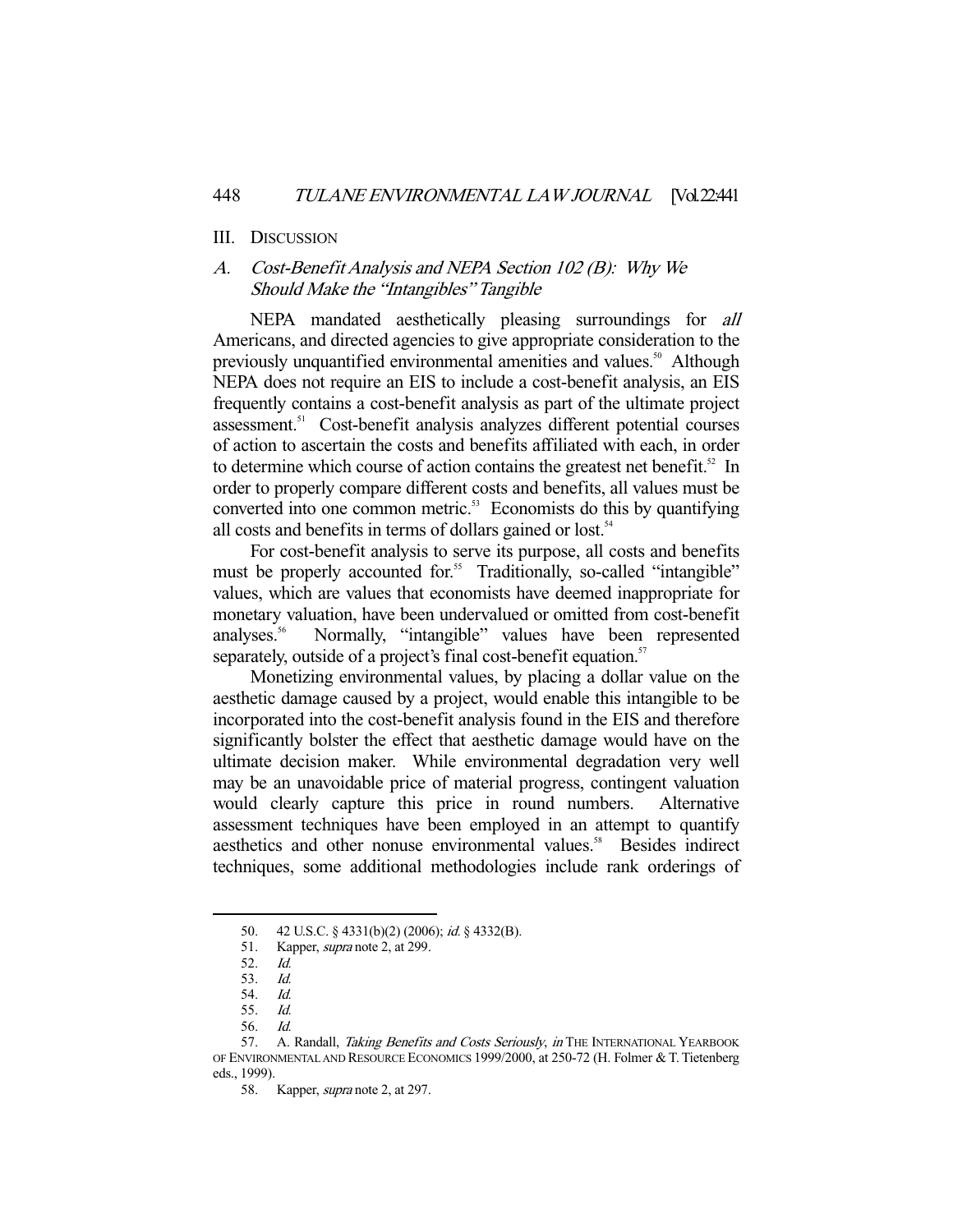## III. Discussion

### A. *Cost-Benefit Analysis and NEPA Section 102 (B): Why We Should Make the "Intangibles" Tangible*

NEPA mandated aesthetically pleasing surroundings for *all* Americans, and directed agencies to give appropriate consideration to the previously unquantified environmental amenities and values.[50] Although NEPA does not require an EIS to include a cost-benefit analysis, an EIS frequently contains a cost-benefit analysis as part of the ultimate project assessment.[51] Cost-benefit analysis analyzes different potential courses of action to ascertain the costs and benefits affiliated with each, in order to determine which course of action contains the greatest net benefit.[52] In order to properly compare different costs and benefits, all values must be converted into one common metric.[53] Economists do this by quantifying all costs and benefits in terms of dollars gained or lost.[54]

For cost-benefit analysis to serve its purpose, all costs and benefits must be properly accounted for.[55] Traditionally, so-called "intangible" values, which are values that economists have deemed inappropriate for monetary valuation, have been undervalued or omitted from cost-benefit analyses.[56] Normally, "intangible" values have been represented separately, outside of a project's final cost-benefit equation.[57]

Monetizing environmental values, by placing a dollar value on the aesthetic damage caused by a project, would enable this intangible to be incorporated into the cost-benefit analysis found in the EIS and therefore significantly bolster the effect that aesthetic damage would have on the ultimate decision maker. While environmental degradation very well may be an unavoidable price of material progress, contingent valuation would clearly capture this price in round numbers. Alternative assessment techniques have been employed in an attempt to quantify aesthetics and other nonuse environmental values.[58] Besides indirect techniques, some additional methodologies include rank orderings of

---

50. 42 U.S.C. § 4331(b)(2) (2006); *id.* § 4332(B).

51. Kapper, *supra* note 2, at 299.

52. *Id.*

53. *Id.*

54. *Id.*

55. *Id.*

56. *Id.*

57. A. Randall, *Taking Benefits and Costs Seriously*, *in* THE INTERNATIONAL YEARBOOK OF ENVIRONMENTAL AND RESOURCE ECONOMICS 1999/2000, at 250-72 (H. Folmer & T. Tietenberg eds., 1999).

58. Kapper, *supra* note 2, at 297.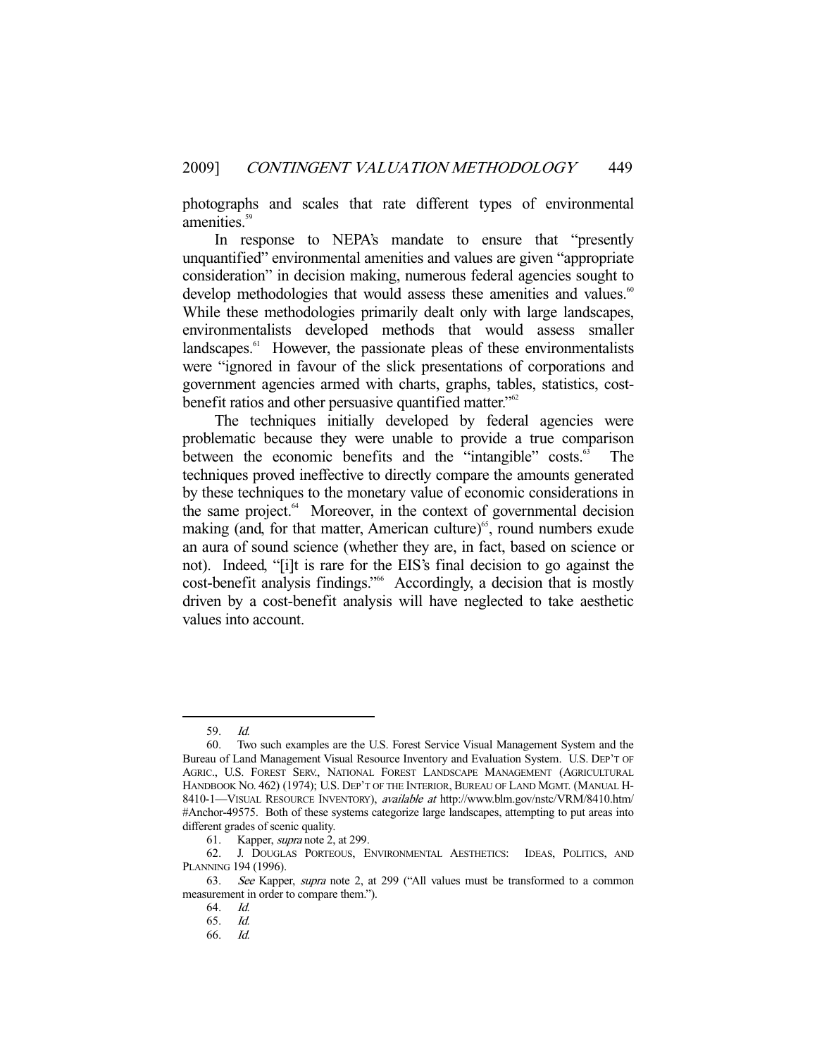photographs and scales that rate different types of environmental amenities.[59]

In response to NEPA's mandate to ensure that "presently unquantified" environmental amenities and values are given "appropriate consideration" in decision making, numerous federal agencies sought to develop methodologies that would assess these amenities and values.[60] While these methodologies primarily dealt only with large landscapes, environmentalists developed methods that would assess smaller landscapes.[61] However, the passionate pleas of these environmentalists were "ignored in favour of the slick presentations of corporations and government agencies armed with charts, graphs, tables, statistics, cost-benefit ratios and other persuasive quantified matter."[62]

The techniques initially developed by federal agencies were problematic because they were unable to provide a true comparison between the economic benefits and the "intangible" costs.[63] The techniques proved ineffective to directly compare the amounts generated by these techniques to the monetary value of economic considerations in the same project.[64] Moreover, in the context of governmental decision making (and, for that matter, American culture)[65], round numbers exude an aura of sound science (whether they are, in fact, based on science or not). Indeed, "[i]t is rare for the EIS's final decision to go against the cost-benefit analysis findings."[66] Accordingly, a decision that is mostly driven by a cost-benefit analysis will have neglected to take aesthetic values into account.

---

59. *Id.*

60. Two such examples are the U.S. Forest Service Visual Management System and the Bureau of Land Management Visual Resource Inventory and Evaluation System. U.S. DEP'T OF AGRIC., U.S. FOREST SERV., NATIONAL FOREST LANDSCAPE MANAGEMENT (AGRICULTURAL HANDBOOK NO. 462) (1974); U.S. DEP'T OF THE INTERIOR, BUREAU OF LAND MGMT. (MANUAL H-8410-1—VISUAL RESOURCE INVENTORY), *available at* http://www.blm.gov/nstc/VRM/8410.htm/#Anchor-49575. Both of these systems categorize large landscapes, attempting to put areas into different grades of scenic quality.

61. Kapper, *supra* note 2, at 299.

62. J. DOUGLAS PORTEOUS, ENVIRONMENTAL AESTHETICS: IDEAS, POLITICS, AND PLANNING 194 (1996).

63. *See* Kapper, *supra* note 2, at 299 ("All values must be transformed to a common measurement in order to compare them.").

64. *Id.*

65. *Id.*

66. *Id.*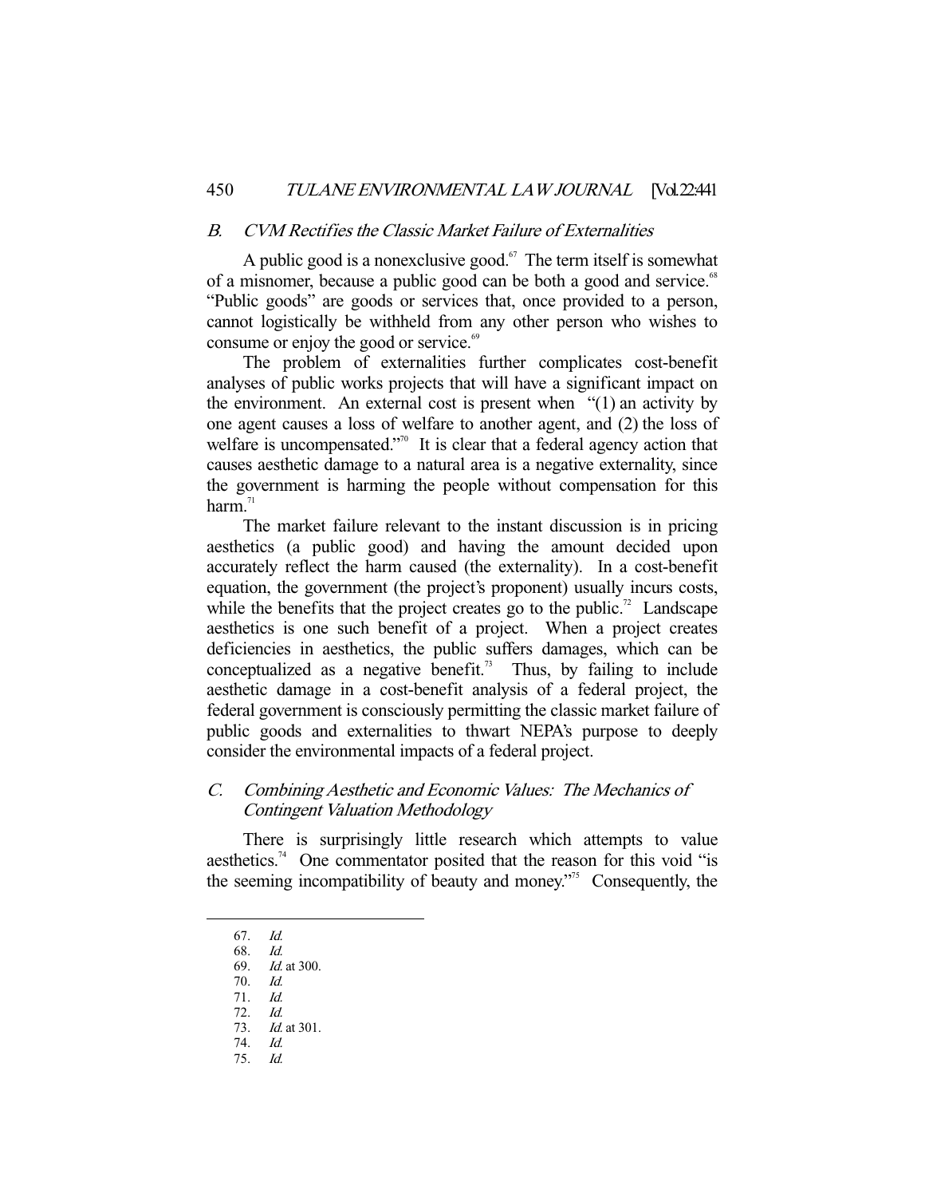### B. *CVM Rectifies the Classic Market Failure of Externalities*

A public good is a nonexclusive good.[67] The term itself is somewhat of a misnomer, because a public good can be both a good and service.[68] "Public goods" are goods or services that, once provided to a person, cannot logistically be withheld from any other person who wishes to consume or enjoy the good or service.[69]

The problem of externalities further complicates cost-benefit analyses of public works projects that will have a significant impact on the environment. An external cost is present when "(1) an activity by one agent causes a loss of welfare to another agent, and (2) the loss of welfare is uncompensated."[70] It is clear that a federal agency action that causes aesthetic damage to a natural area is a negative externality, since the government is harming the people without compensation for this harm.[71]

The market failure relevant to the instant discussion is in pricing aesthetics (a public good) and having the amount decided upon accurately reflect the harm caused (the externality). In a cost-benefit equation, the government (the project's proponent) usually incurs costs, while the benefits that the project creates go to the public.[72] Landscape aesthetics is one such benefit of a project. When a project creates deficiencies in aesthetics, the public suffers damages, which can be conceptualized as a negative benefit.[73] Thus, by failing to include aesthetic damage in a cost-benefit analysis of a federal project, the federal government is consciously permitting the classic market failure of public goods and externalities to thwart NEPA's purpose to deeply consider the environmental impacts of a federal project.

### C. *Combining Aesthetic and Economic Values: The Mechanics of Contingent Valuation Methodology*

There is surprisingly little research which attempts to value aesthetics.[74] One commentator posited that the reason for this void "is the seeming incompatibility of beauty and money."[75] Consequently, the

---

67. *Id.*
68. *Id.*
69. *Id.* at 300.
70. *Id.*
71. *Id.*
72. *Id.*
73. *Id.* at 301.
74. *Id.*
75. *Id.*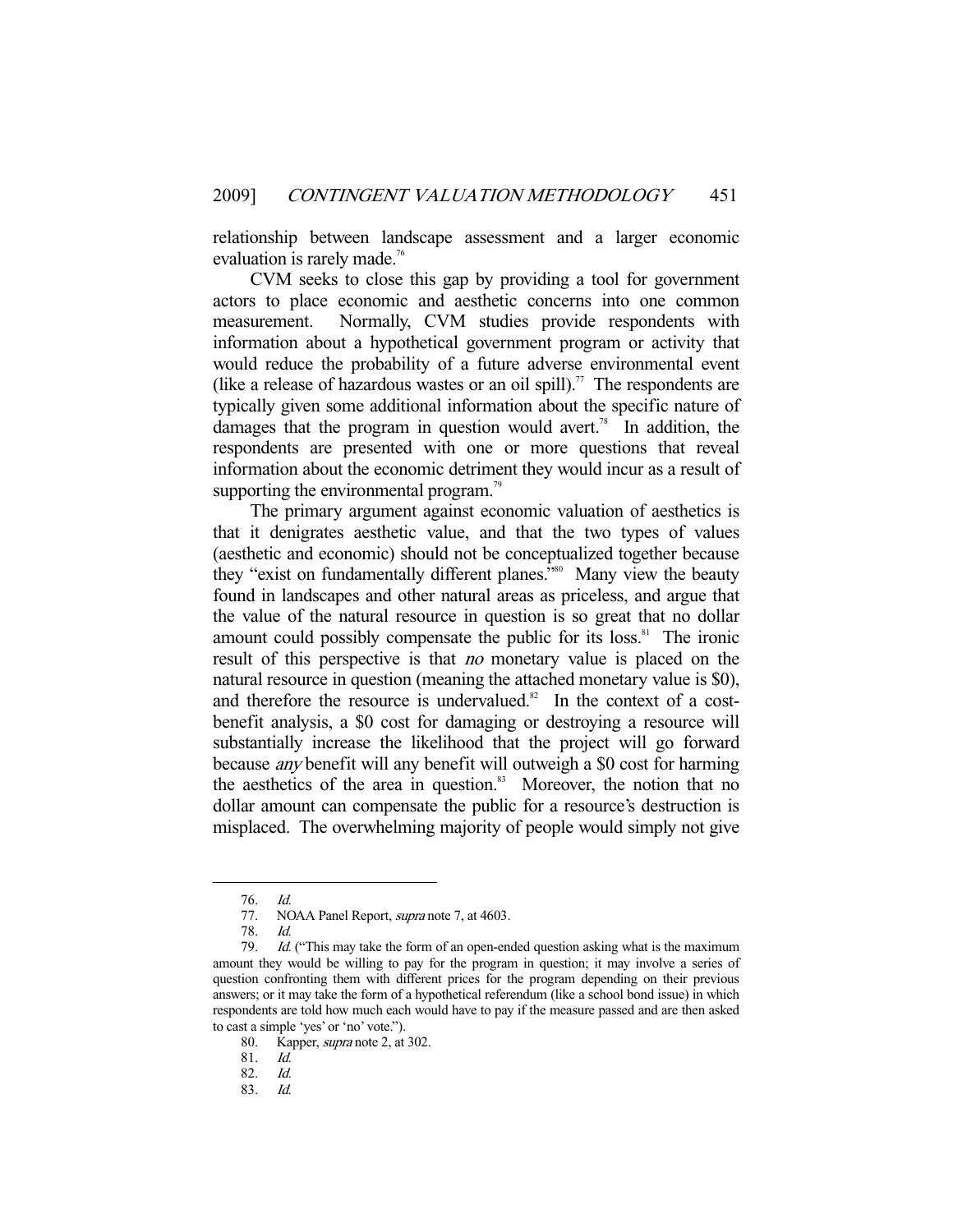relationship between landscape assessment and a larger economic evaluation is rarely made.[76]

CVM seeks to close this gap by providing a tool for government actors to place economic and aesthetic concerns into one common measurement. Normally, CVM studies provide respondents with information about a hypothetical government program or activity that would reduce the probability of a future adverse environmental event (like a release of hazardous wastes or an oil spill).[77] The respondents are typically given some additional information about the specific nature of damages that the program in question would avert.[78] In addition, the respondents are presented with one or more questions that reveal information about the economic detriment they would incur as a result of supporting the environmental program.[79]

The primary argument against economic valuation of aesthetics is that it denigrates aesthetic value, and that the two types of values (aesthetic and economic) should not be conceptualized together because they "exist on fundamentally different planes."[80] Many view the beauty found in landscapes and other natural areas as priceless, and argue that the value of the natural resource in question is so great that no dollar amount could possibly compensate the public for its loss.[81] The ironic result of this perspective is that *no* monetary value is placed on the natural resource in question (meaning the attached monetary value is $0), and therefore the resource is undervalued.[82] In the context of a cost-benefit analysis, a $0 cost for damaging or destroying a resource will substantially increase the likelihood that the project will go forward because *any* benefit will any benefit will outweigh a $0 cost for harming the aesthetics of the area in question.[83] Moreover, the notion that no dollar amount can compensate the public for a resource's destruction is misplaced. The overwhelming majority of people would simply not give

---

76. *Id.*
77. NOAA Panel Report, *supra* note 7, at 4603.
78. *Id.*
79. *Id.* ("This may take the form of an open-ended question asking what is the maximum amount they would be willing to pay for the program in question; it may involve a series of question confronting them with different prices for the program depending on their previous answers; or it may take the form of a hypothetical referendum (like a school bond issue) in which respondents are told how much each would have to pay if the measure passed and are then asked to cast a simple 'yes' or 'no' vote.").
80. Kapper, *supra* note 2, at 302.
81. *Id.*
82. *Id.*
83. *Id.*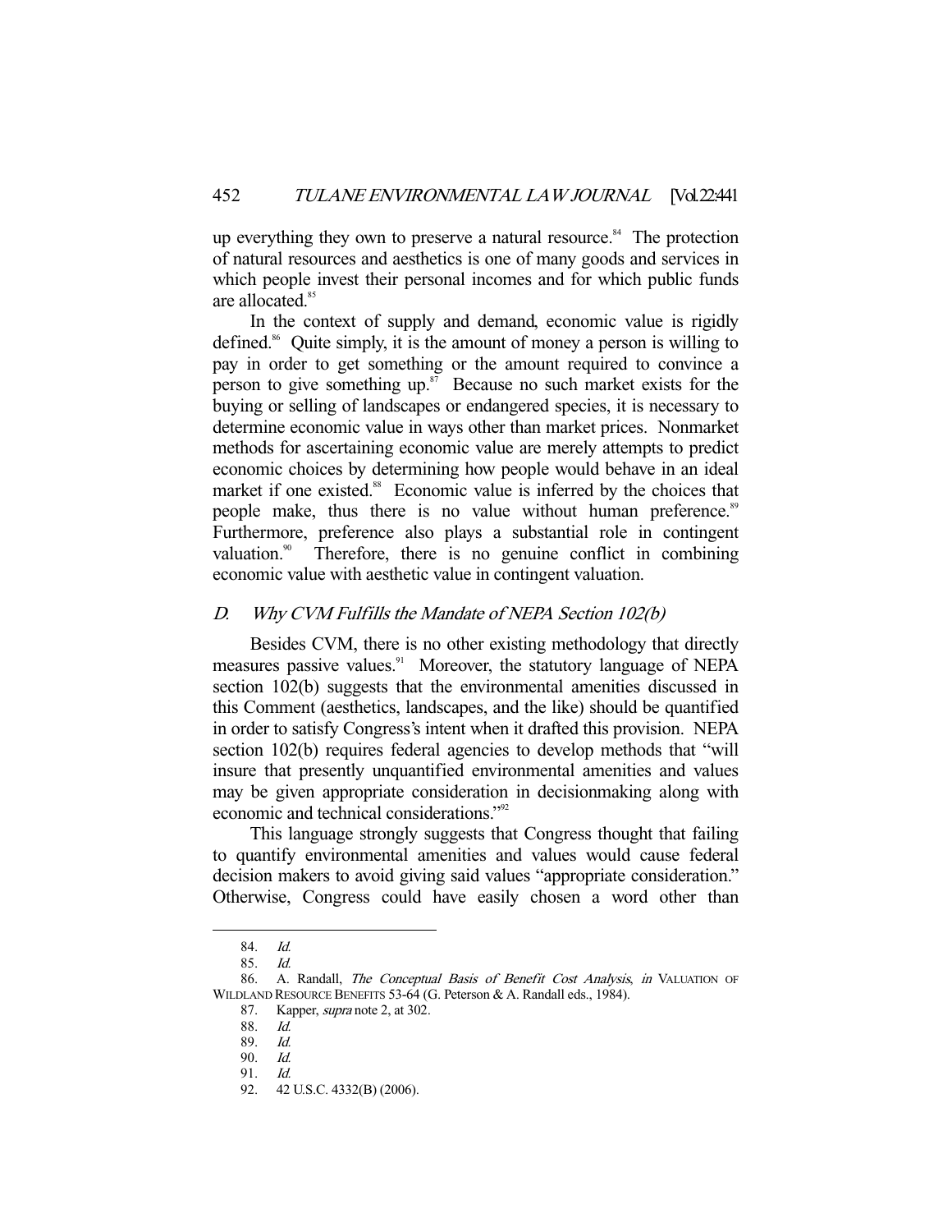up everything they own to preserve a natural resource.[84] The protection of natural resources and aesthetics is one of many goods and services in which people invest their personal incomes and for which public funds are allocated.[85]

In the context of supply and demand, economic value is rigidly defined.[86] Quite simply, it is the amount of money a person is willing to pay in order to get something or the amount required to convince a person to give something up.[87] Because no such market exists for the buying or selling of landscapes or endangered species, it is necessary to determine economic value in ways other than market prices. Nonmarket methods for ascertaining economic value are merely attempts to predict economic choices by determining how people would behave in an ideal market if one existed.[88] Economic value is inferred by the choices that people make, thus there is no value without human preference.[89] Furthermore, preference also plays a substantial role in contingent valuation.[90] Therefore, there is no genuine conflict in combining economic value with aesthetic value in contingent valuation.

### D. *Why CVM Fulfills the Mandate of NEPA Section 102(b)*

Besides CVM, there is no other existing methodology that directly measures passive values.[91] Moreover, the statutory language of NEPA section 102(b) suggests that the environmental amenities discussed in this Comment (aesthetics, landscapes, and the like) should be quantified in order to satisfy Congress's intent when it drafted this provision. NEPA section 102(b) requires federal agencies to develop methods that "will insure that presently unquantified environmental amenities and values may be given appropriate consideration in decisionmaking along with economic and technical considerations."[92]

This language strongly suggests that Congress thought that failing to quantify environmental amenities and values would cause federal decision makers to avoid giving said values "appropriate consideration." Otherwise, Congress could have easily chosen a word other than

---

84. *Id.*

85. *Id.*

86. A. Randall, *The Conceptual Basis of Benefit Cost Analysis*, *in* VALUATION OF WILDLAND RESOURCE BENEFITS 53-64 (G. Peterson & A. Randall eds., 1984).

87. Kapper, *supra* note 2, at 302.

88. *Id.*

89. *Id.*

90. *Id.*

91. *Id.*

92. 42 U.S.C. 4332(B) (2006).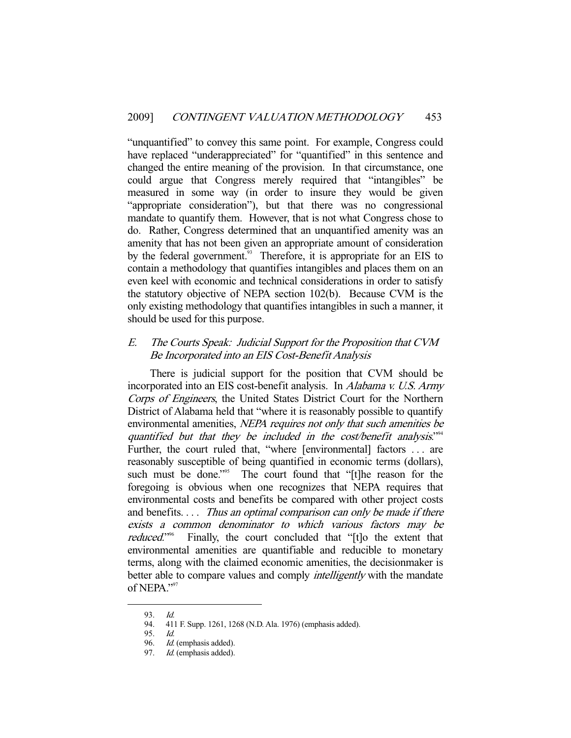"unquantified" to convey this same point. For example, Congress could have replaced "underappreciated" for "quantified" in this sentence and changed the entire meaning of the provision. In that circumstance, one could argue that Congress merely required that "intangibles" be measured in some way (in order to insure they would be given "appropriate consideration"), but that there was no congressional mandate to quantify them. However, that is not what Congress chose to do. Rather, Congress determined that an unquantified amenity was an amenity that has not been given an appropriate amount of consideration by the federal government.[93] Therefore, it is appropriate for an EIS to contain a methodology that quantifies intangibles and places them on an even keel with economic and technical considerations in order to satisfy the statutory objective of NEPA section 102(b). Because CVM is the only existing methodology that quantifies intangibles in such a manner, it should be used for this purpose.

### *E. The Courts Speak: Judicial Support for the Proposition that CVM Be Incorporated into an EIS Cost-Benefit Analysis*

There is judicial support for the position that CVM should be incorporated into an EIS cost-benefit analysis. In *Alabama v. U.S. Army Corps of Engineers*, the United States District Court for the Northern District of Alabama held that "where it is reasonably possible to quantify environmental amenities, *NEPA requires not only that such amenities be quantified but that they be included in the cost/benefit analysis*."[94] Further, the court ruled that, "where [environmental] factors . . . are reasonably susceptible of being quantified in economic terms (dollars), such must be done."[95] The court found that "[t]he reason for the foregoing is obvious when one recognizes that NEPA requires that environmental costs and benefits be compared with other project costs and benefits. . . . *Thus an optimal comparison can only be made if there exists a common denominator to which various factors may be reduced*."[96] Finally, the court concluded that "[t]o the extent that environmental amenities are quantifiable and reducible to monetary terms, along with the claimed economic amenities, the decisionmaker is better able to compare values and comply *intelligently* with the mandate of NEPA."[97]

---

93. *Id.*
94. 411 F. Supp. 1261, 1268 (N.D. Ala. 1976) (emphasis added).
95. *Id.*
96. *Id.* (emphasis added).
97. *Id.* (emphasis added).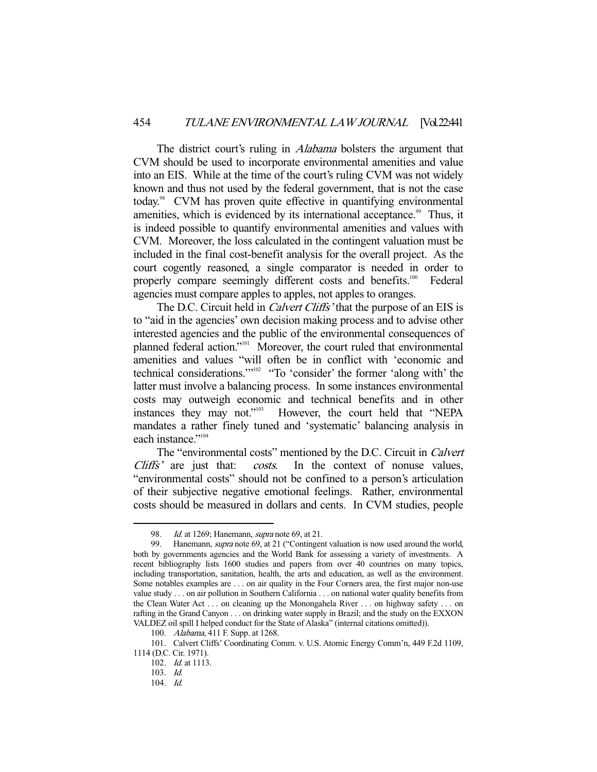The district court's ruling in *Alabama* bolsters the argument that CVM should be used to incorporate environmental amenities and value into an EIS. While at the time of the court's ruling CVM was not widely known and thus not used by the federal government, that is not the case today.[98] CVM has proven quite effective in quantifying environmental amenities, which is evidenced by its international acceptance.[99] Thus, it is indeed possible to quantify environmental amenities and values with CVM. Moreover, the loss calculated in the contingent valuation must be included in the final cost-benefit analysis for the overall project. As the court cogently reasoned, a single comparator is needed in order to properly compare seemingly different costs and benefits.[100] Federal agencies must compare apples to apples, not apples to oranges.

The D.C. Circuit held in *Calvert Cliffs'* that the purpose of an EIS is to "aid in the agencies' own decision making process and to advise other interested agencies and the public of the environmental consequences of planned federal action."[101] Moreover, the court ruled that environmental amenities and values "will often be in conflict with 'economic and technical considerations.'"[102] "To 'consider' the former 'along with' the latter must involve a balancing process. In some instances environmental costs may outweigh economic and technical benefits and in other instances they may not."[103] However, the court held that "NEPA mandates a rather finely tuned and 'systematic' balancing analysis in each instance."[104]

The "environmental costs" mentioned by the D.C. Circuit in *Calvert Cliffs'* are just that: *costs*. In the context of nonuse values, "environmental costs" should not be confined to a person's articulation of their subjective negative emotional feelings. Rather, environmental costs should be measured in dollars and cents. In CVM studies, people

---

98. *Id.* at 1269; Hanemann, *supra* note 69, at 21.

99. Hanemann, *supra* note 69, at 21 ("Contingent valuation is now used around the world, both by governments agencies and the World Bank for assessing a variety of investments. A recent bibliography lists 1600 studies and papers from over 40 countries on many topics, including transportation, sanitation, health, the arts and education, as well as the environment. Some notables examples are . . . on air quality in the Four Corners area, the first major non-use value study . . . on air pollution in Southern California . . . on national water quality benefits from the Clean Water Act . . . on cleaning up the Monongahela River . . . on highway safety . . . on rafting in the Grand Canyon . . . on drinking water supply in Brazil; and the study on the EXXON VALDEZ oil spill I helped conduct for the State of Alaska" (internal citations omitted)).

100. *Alabama*, 411 F. Supp. at 1268.

101. Calvert Cliffs' Coordinating Comm. v. U.S. Atomic Energy Comm'n, 449 F.2d 1109, 1114 (D.C. Cir. 1971).

102. *Id.* at 1113.

103. *Id.*

104. *Id.*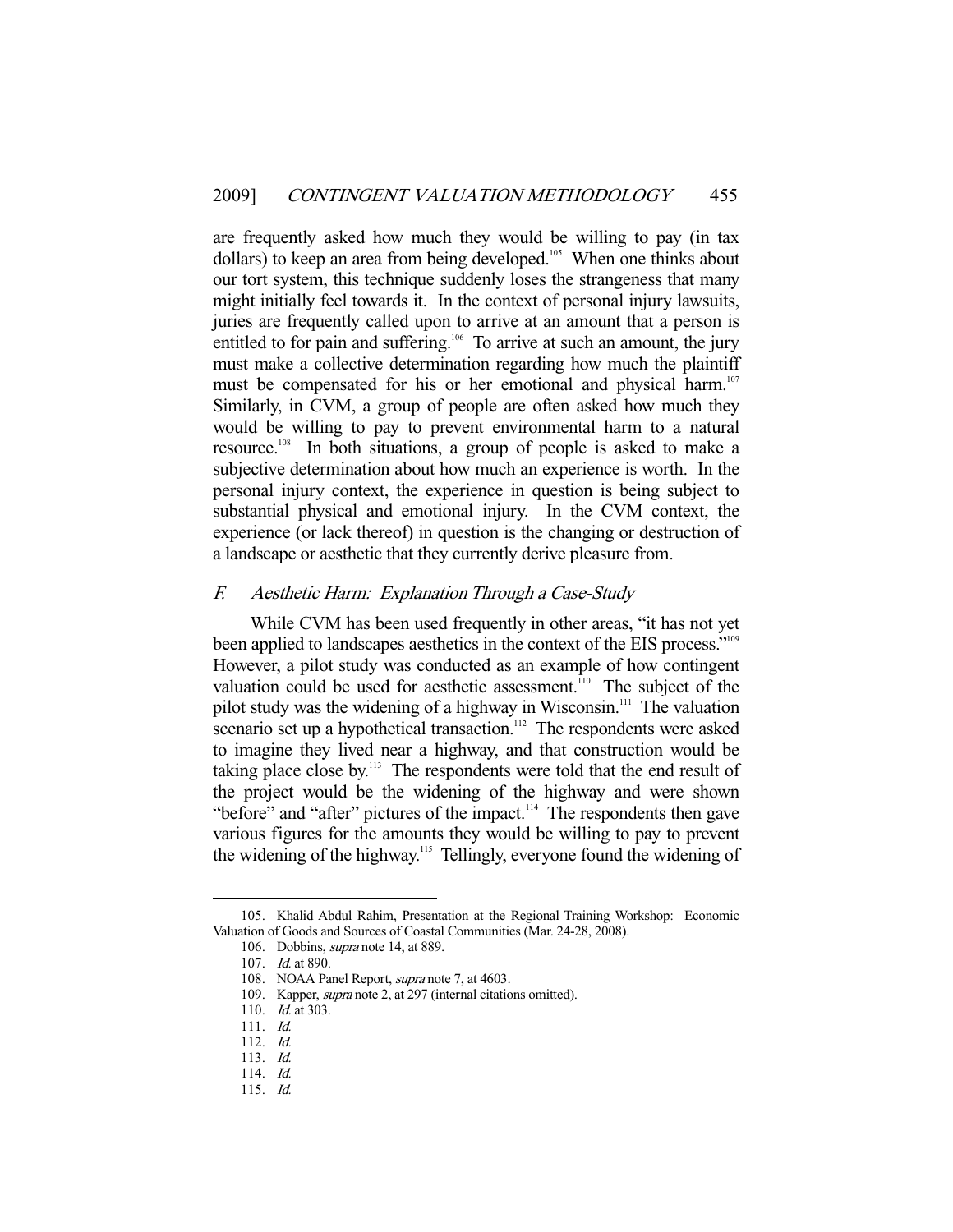are frequently asked how much they would be willing to pay (in tax dollars) to keep an area from being developed.[105] When one thinks about our tort system, this technique suddenly loses the strangeness that many might initially feel towards it. In the context of personal injury lawsuits, juries are frequently called upon to arrive at an amount that a person is entitled to for pain and suffering.[106] To arrive at such an amount, the jury must make a collective determination regarding how much the plaintiff must be compensated for his or her emotional and physical harm.[107] Similarly, in CVM, a group of people are often asked how much they would be willing to pay to prevent environmental harm to a natural resource.[108] In both situations, a group of people is asked to make a subjective determination about how much an experience is worth. In the personal injury context, the experience in question is being subject to substantial physical and emotional injury. In the CVM context, the experience (or lack thereof) in question is the changing or destruction of a landscape or aesthetic that they currently derive pleasure from.

### *F. Aesthetic Harm: Explanation Through a Case-Study*

While CVM has been used frequently in other areas, "it has not yet been applied to landscapes aesthetics in the context of the EIS process."[109] However, a pilot study was conducted as an example of how contingent valuation could be used for aesthetic assessment.[110] The subject of the pilot study was the widening of a highway in Wisconsin.[111] The valuation scenario set up a hypothetical transaction.[112] The respondents were asked to imagine they lived near a highway, and that construction would be taking place close by.[113] The respondents were told that the end result of the project would be the widening of the highway and were shown "before" and "after" pictures of the impact.[114] The respondents then gave various figures for the amounts they would be willing to pay to prevent the widening of the highway.[115] Tellingly, everyone found the widening of

---

105. Khalid Abdul Rahim, Presentation at the Regional Training Workshop: Economic Valuation of Goods and Sources of Coastal Communities (Mar. 24-28, 2008).

106. Dobbins, *supra* note 14, at 889.

107. *Id.* at 890.

108. NOAA Panel Report, *supra* note 7, at 4603.

109. Kapper, *supra* note 2, at 297 (internal citations omitted).

110. *Id.* at 303.

111. *Id.*

112. *Id.*

113. *Id.*

114. *Id.*

115. *Id.*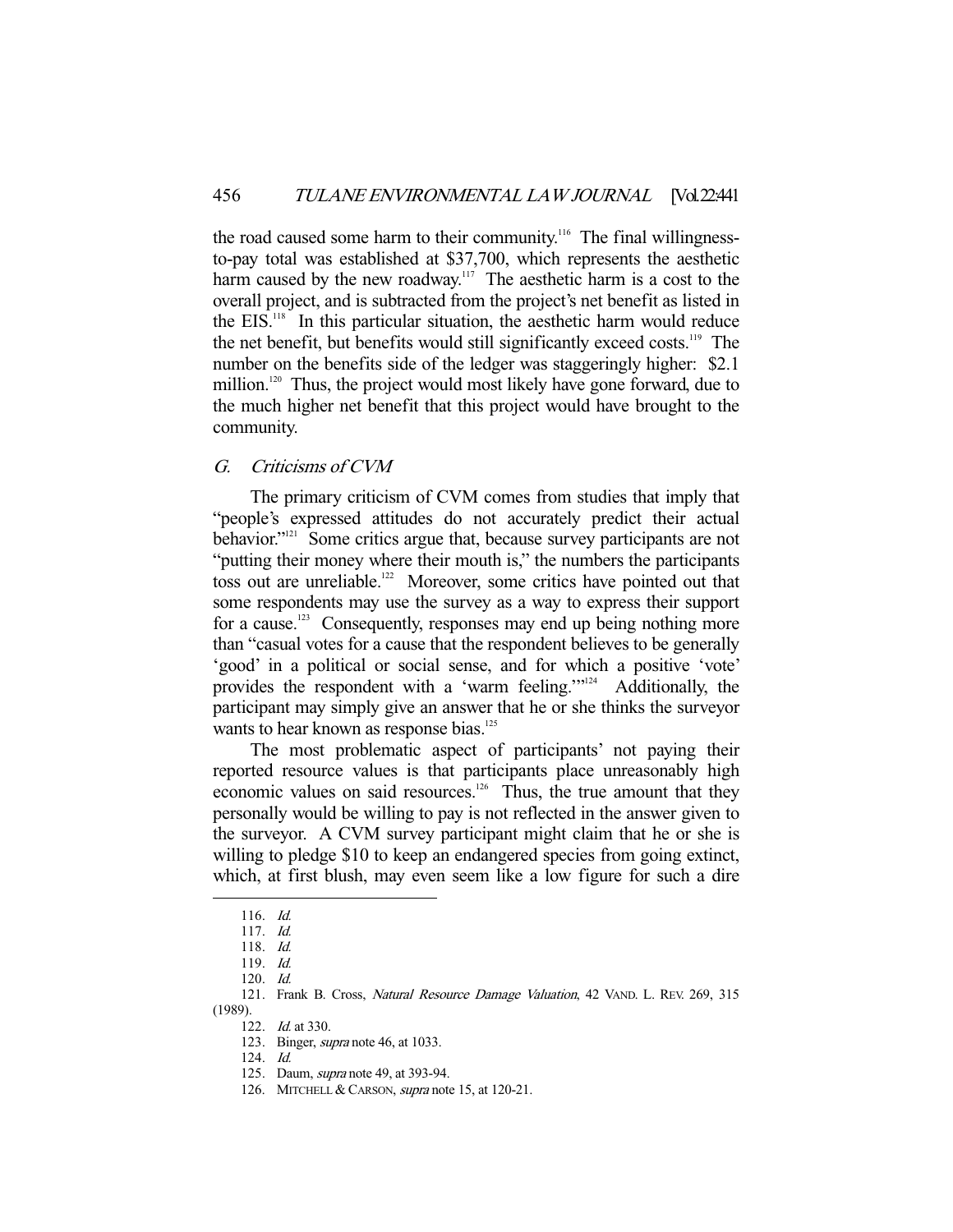the road caused some harm to their community.[116] The final willingness-to-pay total was established at $37,700, which represents the aesthetic harm caused by the new roadway.[117] The aesthetic harm is a cost to the overall project, and is subtracted from the project's net benefit as listed in the EIS.[118] In this particular situation, the aesthetic harm would reduce the net benefit, but benefits would still significantly exceed costs.[119] The number on the benefits side of the ledger was staggeringly higher: $2.1 million.[120] Thus, the project would most likely have gone forward, due to the much higher net benefit that this project would have brought to the community.

### G. *Criticisms of CVM*

The primary criticism of CVM comes from studies that imply that "people's expressed attitudes do not accurately predict their actual behavior."[121] Some critics argue that, because survey participants are not "putting their money where their mouth is," the numbers the participants toss out are unreliable.[122] Moreover, some critics have pointed out that some respondents may use the survey as a way to express their support for a cause.[123] Consequently, responses may end up being nothing more than "casual votes for a cause that the respondent believes to be generally 'good' in a political or social sense, and for which a positive 'vote' provides the respondent with a 'warm feeling.'"[124] Additionally, the participant may simply give an answer that he or she thinks the surveyor wants to hear known as response bias.[125]

The most problematic aspect of participants' not paying their reported resource values is that participants place unreasonably high economic values on said resources.[126] Thus, the true amount that they personally would be willing to pay is not reflected in the answer given to the surveyor. A CVM survey participant might claim that he or she is willing to pledge $10 to keep an endangered species from going extinct, which, at first blush, may even seem like a low figure for such a dire

---

116. *Id.*
117. *Id.*
118. *Id.*
119. *Id.*
120. *Id.*
121. Frank B. Cross, *Natural Resource Damage Valuation*, 42 VAND. L. REV. 269, 315 (1989).
122. *Id.* at 330.
123. Binger, *supra* note 46, at 1033.
124. *Id.*
125. Daum, *supra* note 49, at 393-94.
126. MITCHELL & CARSON, *supra* note 15, at 120-21.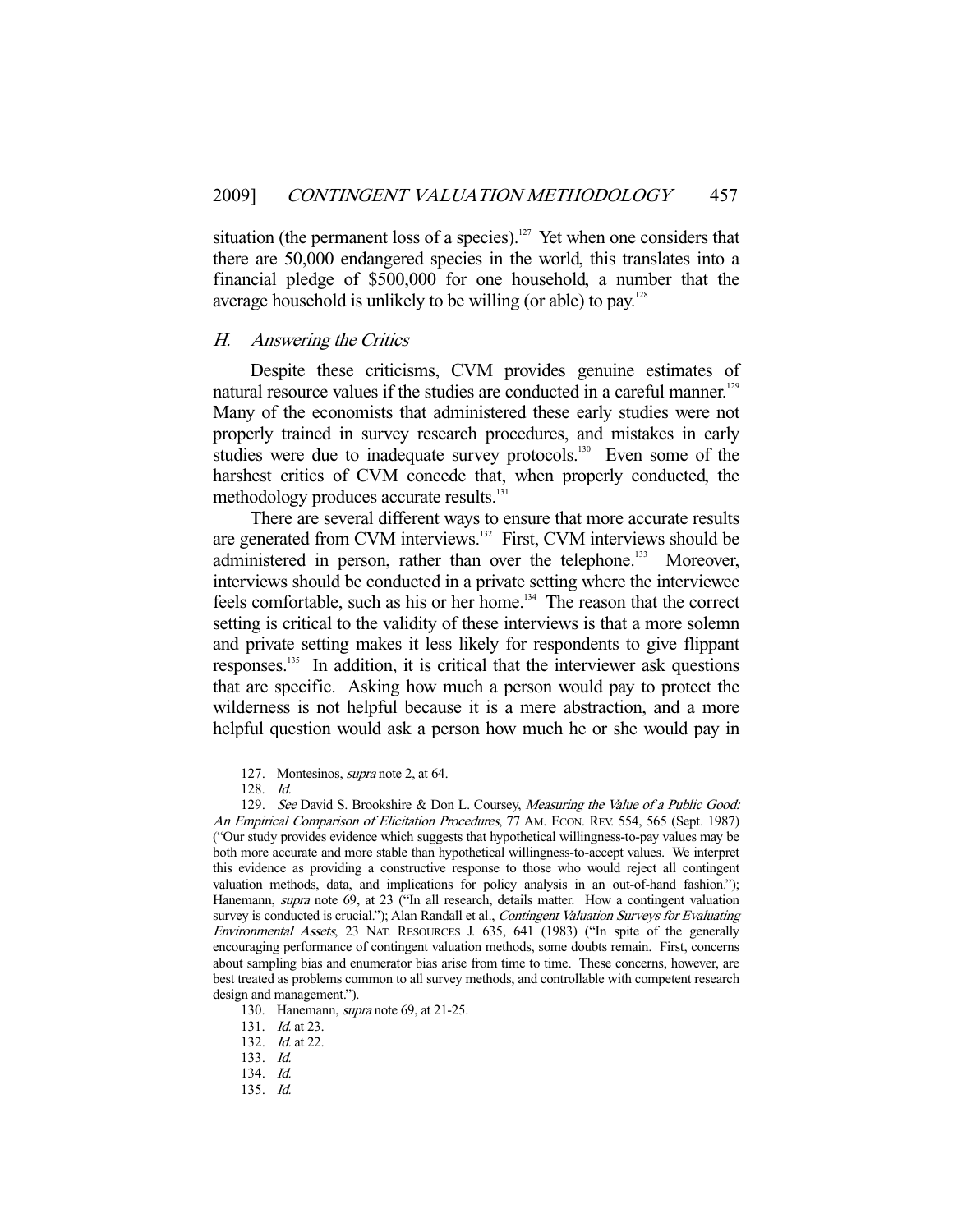situation (the permanent loss of a species).[127] Yet when one considers that there are 50,000 endangered species in the world, this translates into a financial pledge of $500,000 for one household, a number that the average household is unlikely to be willing (or able) to pay.[128]

### *H. Answering the Critics*

Despite these criticisms, CVM provides genuine estimates of natural resource values if the studies are conducted in a careful manner.[129] Many of the economists that administered these early studies were not properly trained in survey research procedures, and mistakes in early studies were due to inadequate survey protocols.[130] Even some of the harshest critics of CVM concede that, when properly conducted, the methodology produces accurate results.[131]

There are several different ways to ensure that more accurate results are generated from CVM interviews.[132] First, CVM interviews should be administered in person, rather than over the telephone.[133] Moreover, interviews should be conducted in a private setting where the interviewee feels comfortable, such as his or her home.[134] The reason that the correct setting is critical to the validity of these interviews is that a more solemn and private setting makes it less likely for respondents to give flippant responses.[135] In addition, it is critical that the interviewer ask questions that are specific. Asking how much a person would pay to protect the wilderness is not helpful because it is a mere abstraction, and a more helpful question would ask a person how much he or she would pay in

---

127. Montesinos, *supra* note 2, at 64.

128. *Id.*

129. *See* David S. Brookshire & Don L. Coursey, *Measuring the Value of a Public Good: An Empirical Comparison of Elicitation Procedures*, 77 AM. ECON. REV. 554, 565 (Sept. 1987) ("Our study provides evidence which suggests that hypothetical willingness-to-pay values may be both more accurate and more stable than hypothetical willingness-to-accept values. We interpret this evidence as providing a constructive response to those who would reject all contingent valuation methods, data, and implications for policy analysis in an out-of-hand fashion."); Hanemann, *supra* note 69, at 23 ("In all research, details matter. How a contingent valuation survey is conducted is crucial."); Alan Randall et al., *Contingent Valuation Surveys for Evaluating Environmental Assets*, 23 NAT. RESOURCES J. 635, 641 (1983) ("In spite of the generally encouraging performance of contingent valuation methods, some doubts remain. First, concerns about sampling bias and enumerator bias arise from time to time. These concerns, however, are best treated as problems common to all survey methods, and controllable with competent research design and management.").

130. Hanemann, *supra* note 69, at 21-25.

131. *Id.* at 23.

132. *Id.* at 22.

133. *Id.*

134. *Id.*

135. *Id.*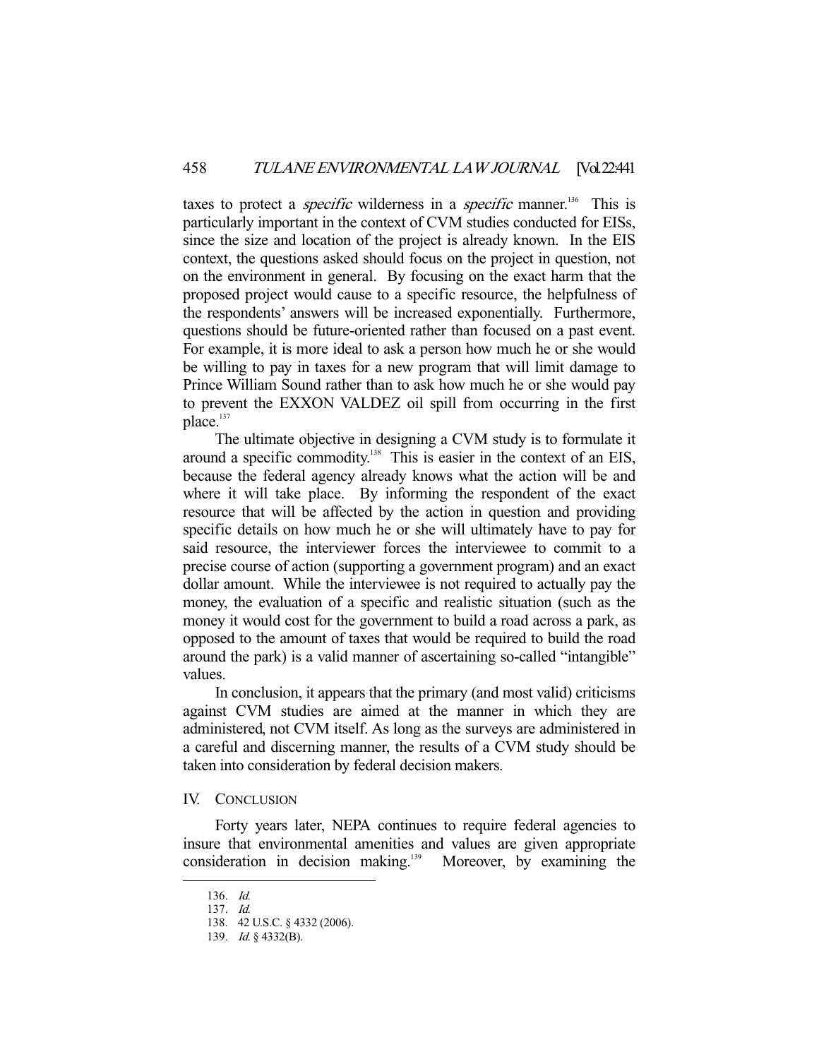taxes to protect a *specific* wilderness in a *specific* manner.[136] This is particularly important in the context of CVM studies conducted for EISs, since the size and location of the project is already known. In the EIS context, the questions asked should focus on the project in question, not on the environment in general. By focusing on the exact harm that the proposed project would cause to a specific resource, the helpfulness of the respondents' answers will be increased exponentially. Furthermore, questions should be future-oriented rather than focused on a past event. For example, it is more ideal to ask a person how much he or she would be willing to pay in taxes for a new program that will limit damage to Prince William Sound rather than to ask how much he or she would pay to prevent the EXXON VALDEZ oil spill from occurring in the first place.[137]

The ultimate objective in designing a CVM study is to formulate it around a specific commodity.[138] This is easier in the context of an EIS, because the federal agency already knows what the action will be and where it will take place. By informing the respondent of the exact resource that will be affected by the action in question and providing specific details on how much he or she will ultimately have to pay for said resource, the interviewer forces the interviewee to commit to a precise course of action (supporting a government program) and an exact dollar amount. While the interviewee is not required to actually pay the money, the evaluation of a specific and realistic situation (such as the money it would cost for the government to build a road across a park, as opposed to the amount of taxes that would be required to build the road around the park) is a valid manner of ascertaining so-called "intangible" values.

In conclusion, it appears that the primary (and most valid) criticisms against CVM studies are aimed at the manner in which they are administered, not CVM itself. As long as the surveys are administered in a careful and discerning manner, the results of a CVM study should be taken into consideration by federal decision makers.

## IV. CONCLUSION

Forty years later, NEPA continues to require federal agencies to insure that environmental amenities and values are given appropriate consideration in decision making.[139] Moreover, by examining the

---

136. *Id.*
137. *Id.*
138. 42 U.S.C. § 4332 (2006).
139. *Id.* § 4332(B).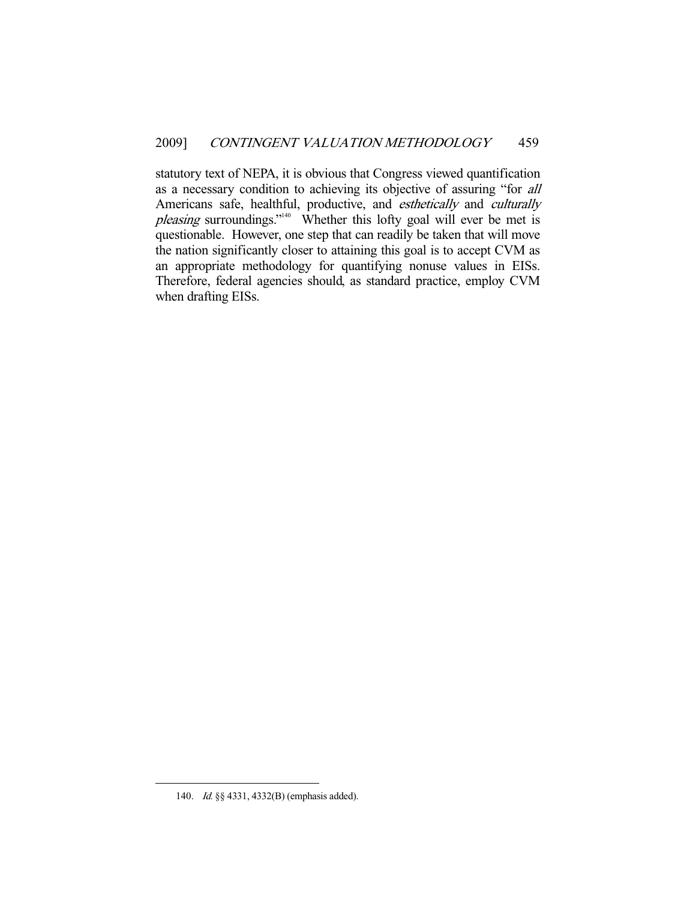statutory text of NEPA, it is obvious that Congress viewed quantification as a necessary condition to achieving its objective of assuring "for *all* Americans safe, healthful, productive, and *esthetically* and *culturally pleasing* surroundings."[140] Whether this lofty goal will ever be met is questionable. However, one step that can readily be taken that will move the nation significantly closer to attaining this goal is to accept CVM as an appropriate methodology for quantifying nonuse values in EISs. Therefore, federal agencies should, as standard practice, employ CVM when drafting EISs.

---

140. *Id.* §§ 4331, 4332(B) (emphasis added).